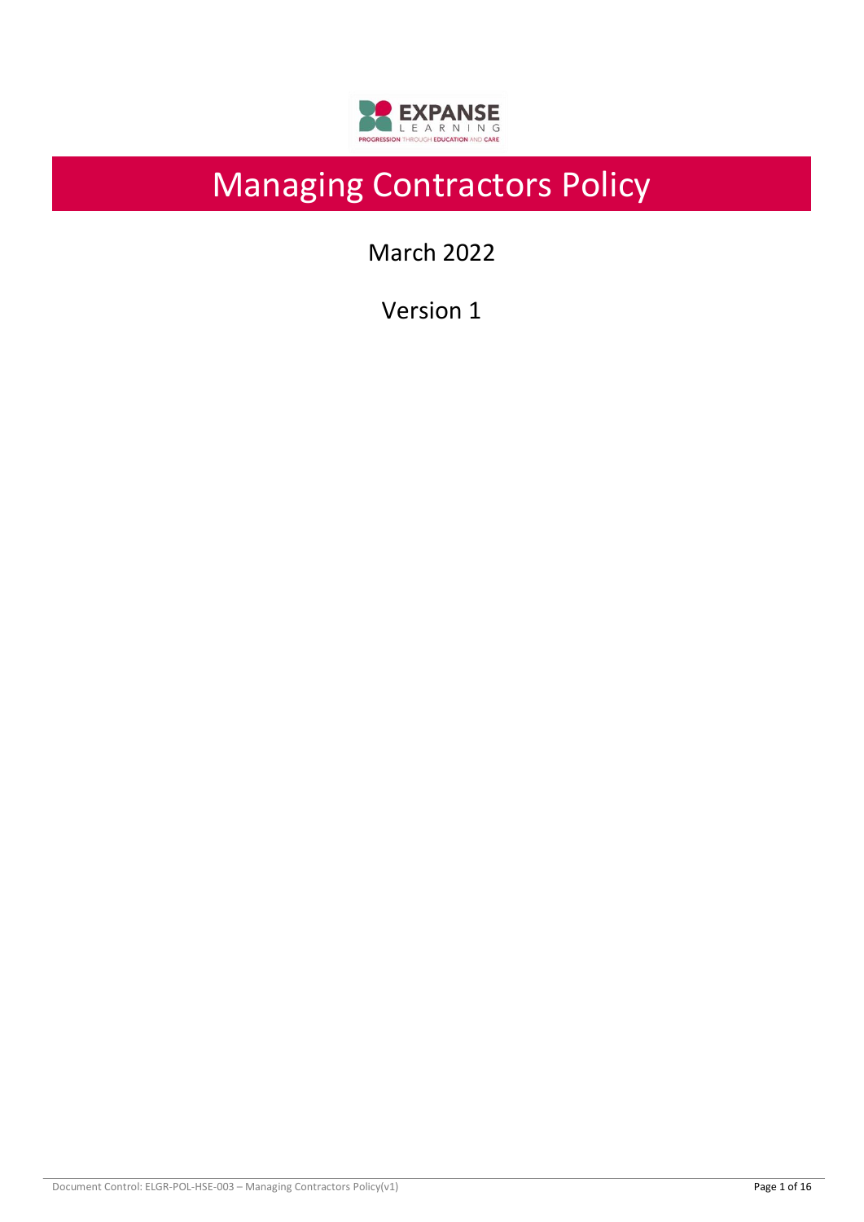# Managing Contractors Policy

March 2022

Version 1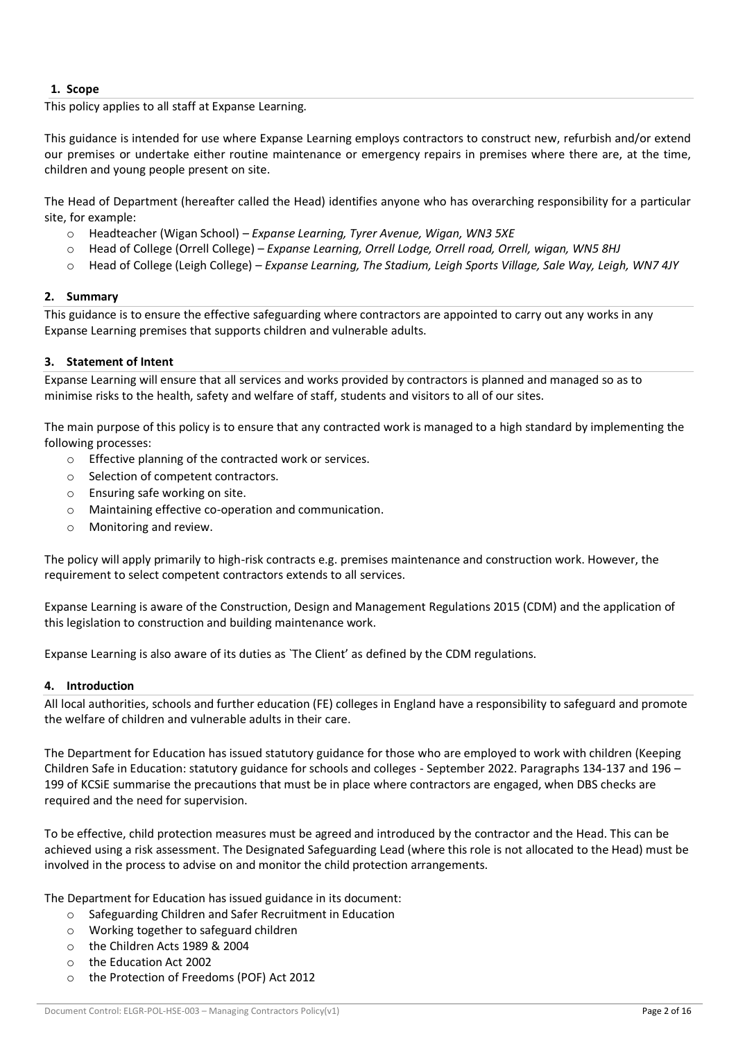## 1. Scope

This policy applies to all staff at Expanse Learning.

This guidance is intended for use where Expanse Learning employs contractors to construct new, refurbish and/or extend our premises or undertake either routine maintenance or emergency repairs in premises where there are, at the time, children and young people present on site.

The Head of Department (hereafter called the Head) identifies anyone who has overarching responsibility for a particular site, for example:

- Headteacher (Wigan School) – *Expanse Learning, Tyrer Avenue, Wigan, WN3 5XE*
- Head of College (Orrell College) – *Expanse Learning, Orrell Lodge, Orrell road, Orrell, wigan, WN5 8HJ*
- Head of College (Leigh College) – *Expanse Learning, The Stadium, Leigh Sports Village, Sale Way, Leigh, WN7 4JY*

## 2. Summary

This guidance is to ensure the effective safeguarding where contractors are appointed to carry out any works in any Expanse Learning premises that supports children and vulnerable adults.

## 3. Statement of Intent

Expanse Learning will ensure that all services and works provided by contractors is planned and managed so as to minimise risks to the health, safety and welfare of staff, students and visitors to all of our sites.

The main purpose of this policy is to ensure that any contracted work is managed to a high standard by implementing the following processes:

- Effective planning of the contracted work or services.
- Selection of competent contractors.
- Ensuring safe working on site.
- Maintaining effective co-operation and communication.
- Monitoring and review.

The policy will apply primarily to high-risk contracts e.g. premises maintenance and construction work. However, the requirement to select competent contractors extends to all services.

Expanse Learning is aware of the Construction, Design and Management Regulations 2015 (CDM) and the application of this legislation to construction and building maintenance work.

Expanse Learning is also aware of its duties as `The Client' as defined by the CDM regulations.

## 4. Introduction

All local authorities, schools and further education (FE) colleges in England have a responsibility to safeguard and promote the welfare of children and vulnerable adults in their care.

The Department for Education has issued statutory guidance for those who are employed to work with children (Keeping Children Safe in Education: statutory guidance for schools and colleges - September 2022. Paragraphs 134-137 and 196 – 199 of KCSiE summarise the precautions that must be in place where contractors are engaged, when DBS checks are required and the need for supervision.

To be effective, child protection measures must be agreed and introduced by the contractor and the Head. This can be achieved using a risk assessment. The Designated Safeguarding Lead (where this role is not allocated to the Head) must be involved in the process to advise on and monitor the child protection arrangements.

The Department for Education has issued guidance in its document:

- Safeguarding Children and Safer Recruitment in Education
- Working together to safeguard children
- the Children Acts 1989 & 2004
- the Education Act 2002
- the Protection of Freedoms (POF) Act 2012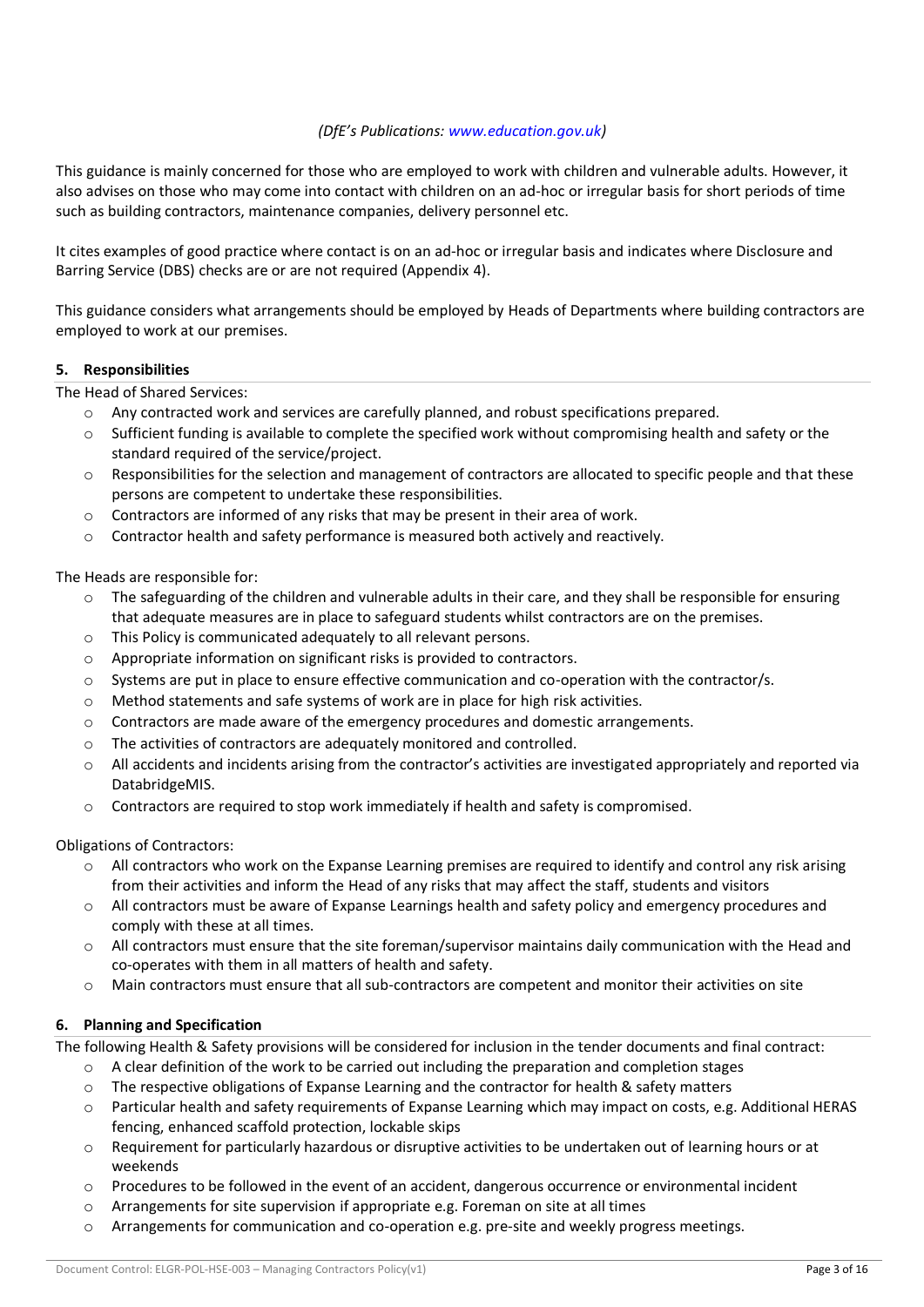*(DfE's Publications: www.education.gov.uk)*

This guidance is mainly concerned for those who are employed to work with children and vulnerable adults. However, it also advises on those who may come into contact with children on an ad-hoc or irregular basis for short periods of time such as building contractors, maintenance companies, delivery personnel etc.

It cites examples of good practice where contact is on an ad-hoc or irregular basis and indicates where Disclosure and Barring Service (DBS) checks are or are not required (Appendix 4).

This guidance considers what arrangements should be employed by Heads of Departments where building contractors are employed to work at our premises.

## 5. Responsibilities

The Head of Shared Services:

- Any contracted work and services are carefully planned, and robust specifications prepared.
- Sufficient funding is available to complete the specified work without compromising health and safety or the standard required of the service/project.
- Responsibilities for the selection and management of contractors are allocated to specific people and that these persons are competent to undertake these responsibilities.
- Contractors are informed of any risks that may be present in their area of work.
- Contractor health and safety performance is measured both actively and reactively.

The Heads are responsible for:

- The safeguarding of the children and vulnerable adults in their care, and they shall be responsible for ensuring that adequate measures are in place to safeguard students whilst contractors are on the premises.
- This Policy is communicated adequately to all relevant persons.
- Appropriate information on significant risks is provided to contractors.
- Systems are put in place to ensure effective communication and co-operation with the contractor/s.
- Method statements and safe systems of work are in place for high risk activities.
- Contractors are made aware of the emergency procedures and domestic arrangements.
- The activities of contractors are adequately monitored and controlled.
- All accidents and incidents arising from the contractor's activities are investigated appropriately and reported via DatabridgeMIS.
- Contractors are required to stop work immediately if health and safety is compromised.

Obligations of Contractors:

- All contractors who work on the Expanse Learning premises are required to identify and control any risk arising from their activities and inform the Head of any risks that may affect the staff, students and visitors
- All contractors must be aware of Expanse Learnings health and safety policy and emergency procedures and comply with these at all times.
- All contractors must ensure that the site foreman/supervisor maintains daily communication with the Head and co-operates with them in all matters of health and safety.
- Main contractors must ensure that all sub-contractors are competent and monitor their activities on site

## 6. Planning and Specification

The following Health & Safety provisions will be considered for inclusion in the tender documents and final contract:

- A clear definition of the work to be carried out including the preparation and completion stages
- The respective obligations of Expanse Learning and the contractor for health & safety matters
- Particular health and safety requirements of Expanse Learning which may impact on costs, e.g. Additional HERAS fencing, enhanced scaffold protection, lockable skips
- Requirement for particularly hazardous or disruptive activities to be undertaken out of learning hours or at weekends
- Procedures to be followed in the event of an accident, dangerous occurrence or environmental incident
- Arrangements for site supervision if appropriate e.g. Foreman on site at all times
- Arrangements for communication and co-operation e.g. pre-site and weekly progress meetings.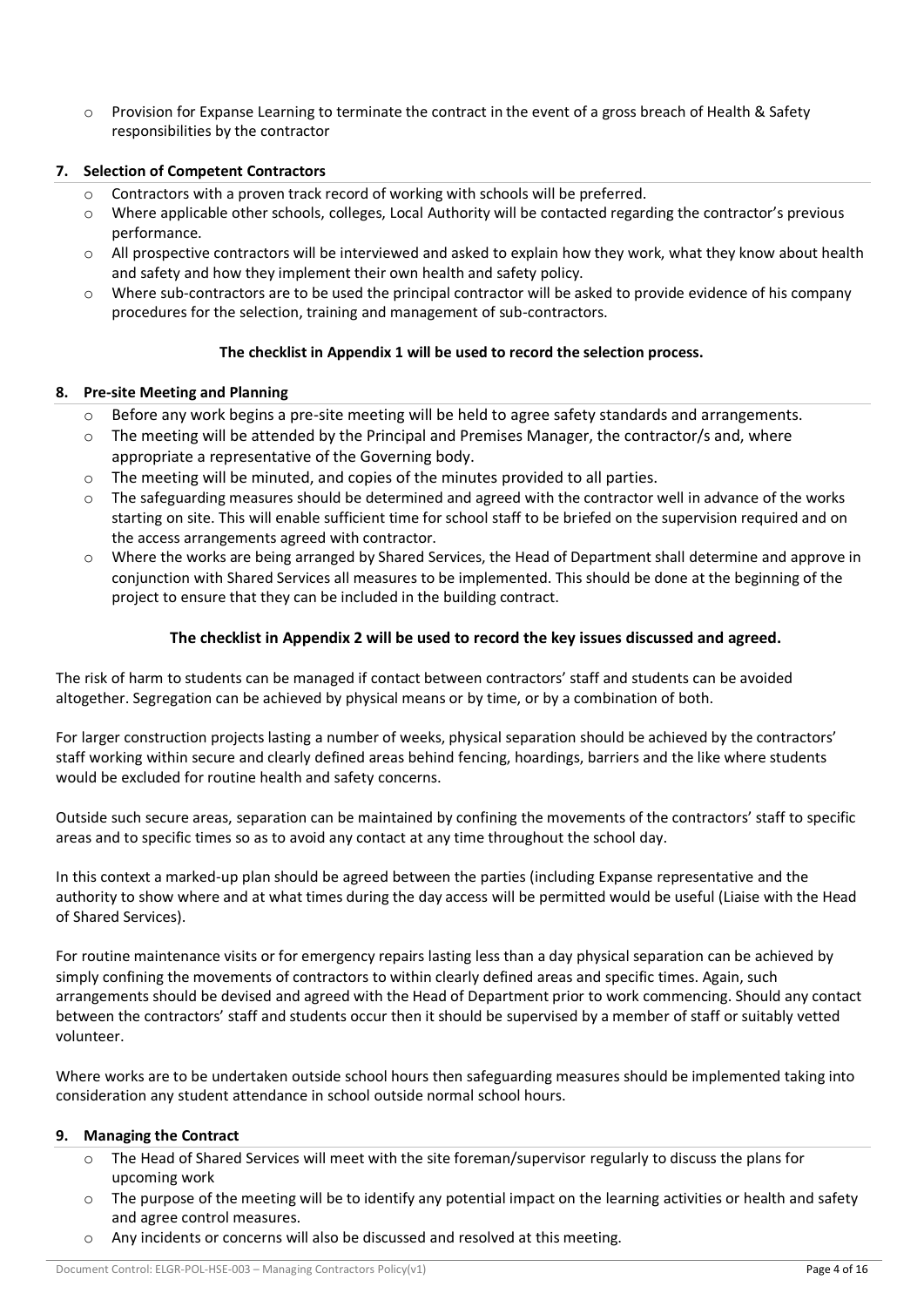- Provision for Expanse Learning to terminate the contract in the event of a gross breach of Health & Safety responsibilities by the contractor

## 7. Selection of Competent Contractors

- Contractors with a proven track record of working with schools will be preferred.
- Where applicable other schools, colleges, Local Authority will be contacted regarding the contractor's previous performance.
- All prospective contractors will be interviewed and asked to explain how they work, what they know about health and safety and how they implement their own health and safety policy.
- Where sub-contractors are to be used the principal contractor will be asked to provide evidence of his company procedures for the selection, training and management of sub-contractors.

**The checklist in Appendix 1 will be used to record the selection process.**

## 8. Pre-site Meeting and Planning

- Before any work begins a pre-site meeting will be held to agree safety standards and arrangements.
- The meeting will be attended by the Principal and Premises Manager, the contractor/s and, where appropriate a representative of the Governing body.
- The meeting will be minuted, and copies of the minutes provided to all parties.
- The safeguarding measures should be determined and agreed with the contractor well in advance of the works starting on site. This will enable sufficient time for school staff to be briefed on the supervision required and on the access arrangements agreed with contractor.
- Where the works are being arranged by Shared Services, the Head of Department shall determine and approve in conjunction with Shared Services all measures to be implemented. This should be done at the beginning of the project to ensure that they can be included in the building contract.

**The checklist in Appendix 2 will be used to record the key issues discussed and agreed.**

The risk of harm to students can be managed if contact between contractors' staff and students can be avoided altogether. Segregation can be achieved by physical means or by time, or by a combination of both.

For larger construction projects lasting a number of weeks, physical separation should be achieved by the contractors' staff working within secure and clearly defined areas behind fencing, hoardings, barriers and the like where students would be excluded for routine health and safety concerns.

Outside such secure areas, separation can be maintained by confining the movements of the contractors' staff to specific areas and to specific times so as to avoid any contact at any time throughout the school day.

In this context a marked-up plan should be agreed between the parties (including Expanse representative and the authority to show where and at what times during the day access will be permitted would be useful (Liaise with the Head of Shared Services).

For routine maintenance visits or for emergency repairs lasting less than a day physical separation can be achieved by simply confining the movements of contractors to within clearly defined areas and specific times. Again, such arrangements should be devised and agreed with the Head of Department prior to work commencing. Should any contact between the contractors' staff and students occur then it should be supervised by a member of staff or suitably vetted volunteer.

Where works are to be undertaken outside school hours then safeguarding measures should be implemented taking into consideration any student attendance in school outside normal school hours.

## 9. Managing the Contract

- The Head of Shared Services will meet with the site foreman/supervisor regularly to discuss the plans for upcoming work
- The purpose of the meeting will be to identify any potential impact on the learning activities or health and safety and agree control measures.
- Any incidents or concerns will also be discussed and resolved at this meeting.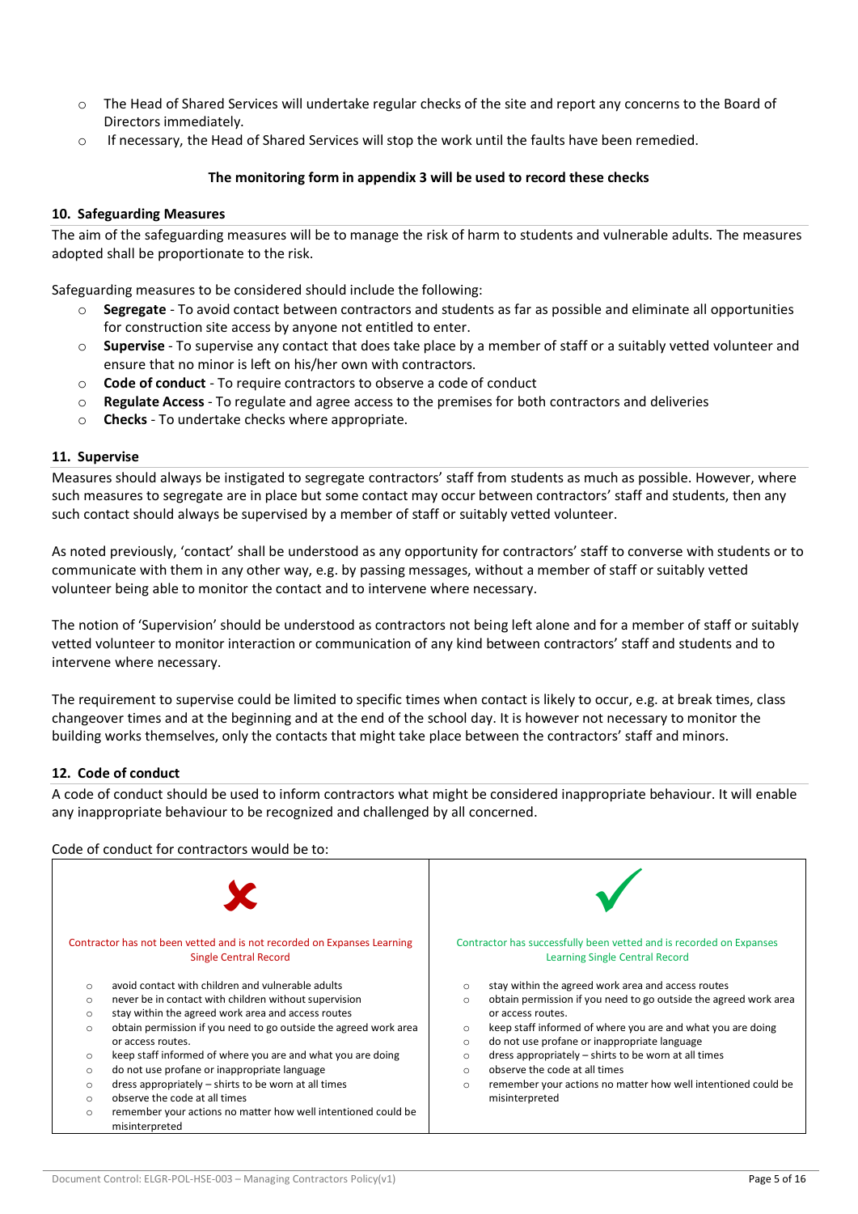- The Head of Shared Services will undertake regular checks of the site and report any concerns to the Board of Directors immediately.
- If necessary, the Head of Shared Services will stop the work until the faults have been remedied.

**The monitoring form in appendix 3 will be used to record these checks**

### 10. Safeguarding Measures

The aim of the safeguarding measures will be to manage the risk of harm to students and vulnerable adults. The measures adopted shall be proportionate to the risk.

Safeguarding measures to be considered should include the following:

- **Segregate** - To avoid contact between contractors and students as far as possible and eliminate all opportunities for construction site access by anyone not entitled to enter.
- **Supervise** - To supervise any contact that does take place by a member of staff or a suitably vetted volunteer and ensure that no minor is left on his/her own with contractors.
- **Code of conduct** - To require contractors to observe a code of conduct
- **Regulate Access** - To regulate and agree access to the premises for both contractors and deliveries
- **Checks** - To undertake checks where appropriate.

### 11. Supervise

Measures should always be instigated to segregate contractors' staff from students as much as possible. However, where such measures to segregate are in place but some contact may occur between contractors' staff and students, then any such contact should always be supervised by a member of staff or suitably vetted volunteer.

As noted previously, 'contact' shall be understood as any opportunity for contractors' staff to converse with students or to communicate with them in any other way, e.g. by passing messages, without a member of staff or suitably vetted volunteer being able to monitor the contact and to intervene where necessary.

The notion of 'Supervision' should be understood as contractors not being left alone and for a member of staff or suitably vetted volunteer to monitor interaction or communication of any kind between contractors' staff and students and to intervene where necessary.

The requirement to supervise could be limited to specific times when contact is likely to occur, e.g. at break times, class changeover times and at the beginning and at the end of the school day. It is however not necessary to monitor the building works themselves, only the contacts that might take place between the contractors' staff and minors.

### 12. Code of conduct

A code of conduct should be used to inform contractors what might be considered inappropriate behaviour. It will enable any inappropriate behaviour to be recognized and challenged by all concerned.

Code of conduct for contractors would be to:

| ✗ Contractor has not been vetted and is not recorded on Expanses Learning Single Central Record | ✓ Contractor has successfully been vetted and is recorded on Expanses Learning Single Central Record |
|---|---|
| ◦ avoid contact with children and vulnerable adults<br>◦ never be in contact with children without supervision<br>◦ stay within the agreed work area and access routes<br>◦ obtain permission if you need to go outside the agreed work area or access routes.<br>◦ keep staff informed of where you are and what you are doing<br>◦ do not use profane or inappropriate language<br>◦ dress appropriately – shirts to be worn at all times<br>◦ observe the code at all times<br>◦ remember your actions no matter how well intentioned could be misinterpreted | ◦ stay within the agreed work area and access routes<br>◦ obtain permission if you need to go outside the agreed work area or access routes.<br>◦ keep staff informed of where you are and what you are doing<br>◦ do not use profane or inappropriate language<br>◦ dress appropriately – shirts to be worn at all times<br>◦ observe the code at all times<br>◦ remember your actions no matter how well intentioned could be misinterpreted |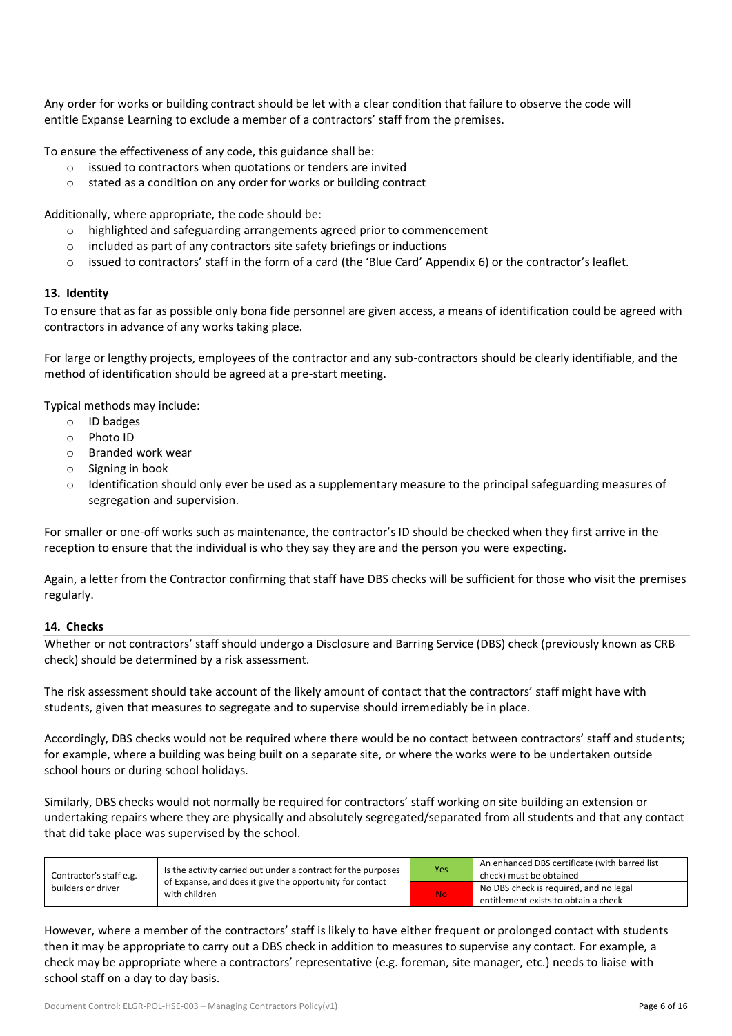Any order for works or building contract should be let with a clear condition that failure to observe the code will entitle Expanse Learning to exclude a member of a contractors' staff from the premises.

To ensure the effectiveness of any code, this guidance shall be:

- issued to contractors when quotations or tenders are invited
- stated as a condition on any order for works or building contract

Additionally, where appropriate, the code should be:

- highlighted and safeguarding arrangements agreed prior to commencement
- included as part of any contractors site safety briefings or inductions
- issued to contractors' staff in the form of a card (the 'Blue Card' Appendix 6) or the contractor's leaflet.

## 13. Identity

To ensure that as far as possible only bona fide personnel are given access, a means of identification could be agreed with contractors in advance of any works taking place.

For large or lengthy projects, employees of the contractor and any sub-contractors should be clearly identifiable, and the method of identification should be agreed at a pre-start meeting.

Typical methods may include:

- ID badges
- Photo ID
- Branded work wear
- Signing in book
- Identification should only ever be used as a supplementary measure to the principal safeguarding measures of segregation and supervision.

For smaller or one-off works such as maintenance, the contractor's ID should be checked when they first arrive in the reception to ensure that the individual is who they say they are and the person you were expecting.

Again, a letter from the Contractor confirming that staff have DBS checks will be sufficient for those who visit the premises regularly.

## 14. Checks

Whether or not contractors' staff should undergo a Disclosure and Barring Service (DBS) check (previously known as CRB check) should be determined by a risk assessment.

The risk assessment should take account of the likely amount of contact that the contractors' staff might have with students, given that measures to segregate and to supervise should irremediably be in place.

Accordingly, DBS checks would not be required where there would be no contact between contractors' staff and students; for example, where a building was being built on a separate site, or where the works were to be undertaken outside school hours or during school holidays.

Similarly, DBS checks would not normally be required for contractors' staff working on site building an extension or undertaking repairs where they are physically and absolutely segregated/separated from all students and that any contact that did take place was supervised by the school.

| Contractor's staff e.g. builders or driver | Is the activity carried out under a contract for the purposes of Expanse, and does it give the opportunity for contact with children | Yes | An enhanced DBS certificate (with barred list check) must be obtained |
|---|---|---|---|
| | | No | No DBS check is required, and no legal entitlement exists to obtain a check |

However, where a member of the contractors' staff is likely to have either frequent or prolonged contact with students then it may be appropriate to carry out a DBS check in addition to measures to supervise any contact. For example, a check may be appropriate where a contractors' representative (e.g. foreman, site manager, etc.) needs to liaise with school staff on a day to day basis.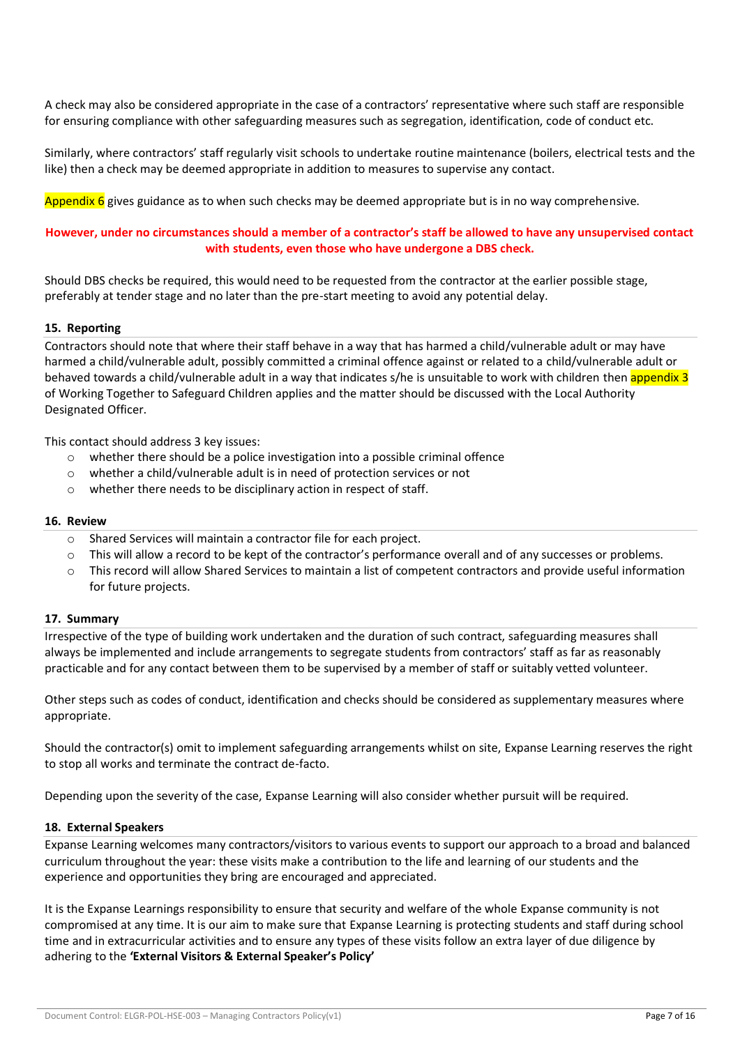A check may also be considered appropriate in the case of a contractors' representative where such staff are responsible for ensuring compliance with other safeguarding measures such as segregation, identification, code of conduct etc.

Similarly, where contractors' staff regularly visit schools to undertake routine maintenance (boilers, electrical tests and the like) then a check may be deemed appropriate in addition to measures to supervise any contact.

Appendix 6 gives guidance as to when such checks may be deemed appropriate but is in no way comprehensive.

**However, under no circumstances should a member of a contractor's staff be allowed to have any unsupervised contact with students, even those who have undergone a DBS check.**

Should DBS checks be required, this would need to be requested from the contractor at the earlier possible stage, preferably at tender stage and no later than the pre-start meeting to avoid any potential delay.

### 15. Reporting

Contractors should note that where their staff behave in a way that has harmed a child/vulnerable adult or may have harmed a child/vulnerable adult, possibly committed a criminal offence against or related to a child/vulnerable adult or behaved towards a child/vulnerable adult in a way that indicates s/he is unsuitable to work with children then appendix 3 of Working Together to Safeguard Children applies and the matter should be discussed with the Local Authority Designated Officer.

This contact should address 3 key issues:

- whether there should be a police investigation into a possible criminal offence
- whether a child/vulnerable adult is in need of protection services or not
- whether there needs to be disciplinary action in respect of staff.

### 16. Review

- Shared Services will maintain a contractor file for each project.
- This will allow a record to be kept of the contractor's performance overall and of any successes or problems.
- This record will allow Shared Services to maintain a list of competent contractors and provide useful information for future projects.

### 17. Summary

Irrespective of the type of building work undertaken and the duration of such contract, safeguarding measures shall always be implemented and include arrangements to segregate students from contractors' staff as far as reasonably practicable and for any contact between them to be supervised by a member of staff or suitably vetted volunteer.

Other steps such as codes of conduct, identification and checks should be considered as supplementary measures where appropriate.

Should the contractor(s) omit to implement safeguarding arrangements whilst on site, Expanse Learning reserves the right to stop all works and terminate the contract de-facto.

Depending upon the severity of the case, Expanse Learning will also consider whether pursuit will be required.

### 18. External Speakers

Expanse Learning welcomes many contractors/visitors to various events to support our approach to a broad and balanced curriculum throughout the year: these visits make a contribution to the life and learning of our students and the experience and opportunities they bring are encouraged and appreciated.

It is the Expanse Learnings responsibility to ensure that security and welfare of the whole Expanse community is not compromised at any time. It is our aim to make sure that Expanse Learning is protecting students and staff during school time and in extracurricular activities and to ensure any types of these visits follow an extra layer of due diligence by adhering to the **'External Visitors & External Speaker's Policy'**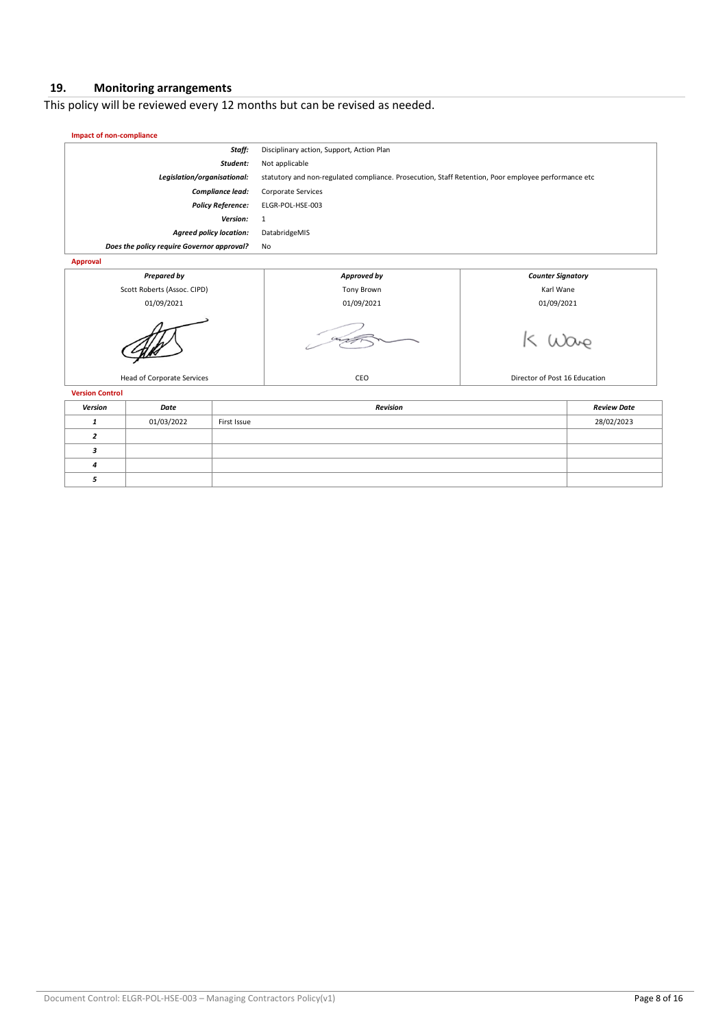## 19. Monitoring arrangements

This policy will be reviewed every 12 months but can be revised as needed.

**Impact of non-compliance**

| | |
|---|---|
| ***Staff:*** | Disciplinary action, Support, Action Plan |
| ***Student:*** | Not applicable |
| ***Legislation/organisational:*** | statutory and non-regulated compliance. Prosecution, Staff Retention, Poor employee performance etc |
| ***Compliance lead:*** | Corporate Services |
| ***Policy Reference:*** | ELGR-POL-HSE-003 |
| ***Version:*** | 1 |
| ***Agreed policy location:*** | DatabridgeMIS |
| ***Does the policy require Governor approval?*** | No |

**Approval**

| *Prepared by* | *Approved by* | *Counter Signatory* |
|---|---|---|
| Scott Roberts (Assoc. CIPD) | Tony Brown | Karl Wane |
| 01/09/2021 | 01/09/2021 | 01/09/2021 |
| | | K Wane |
| Head of Corporate Services | CEO | Director of Post 16 Education |

**Version Control**

| *Version* | *Date* | *Revision* | *Review Date* |
|---|---|---|---|
| *1* | 01/03/2022 | First Issue | 28/02/2023 |
| *2* | | | |
| *3* | | | |
| *4* | | | |
| *5* | | | |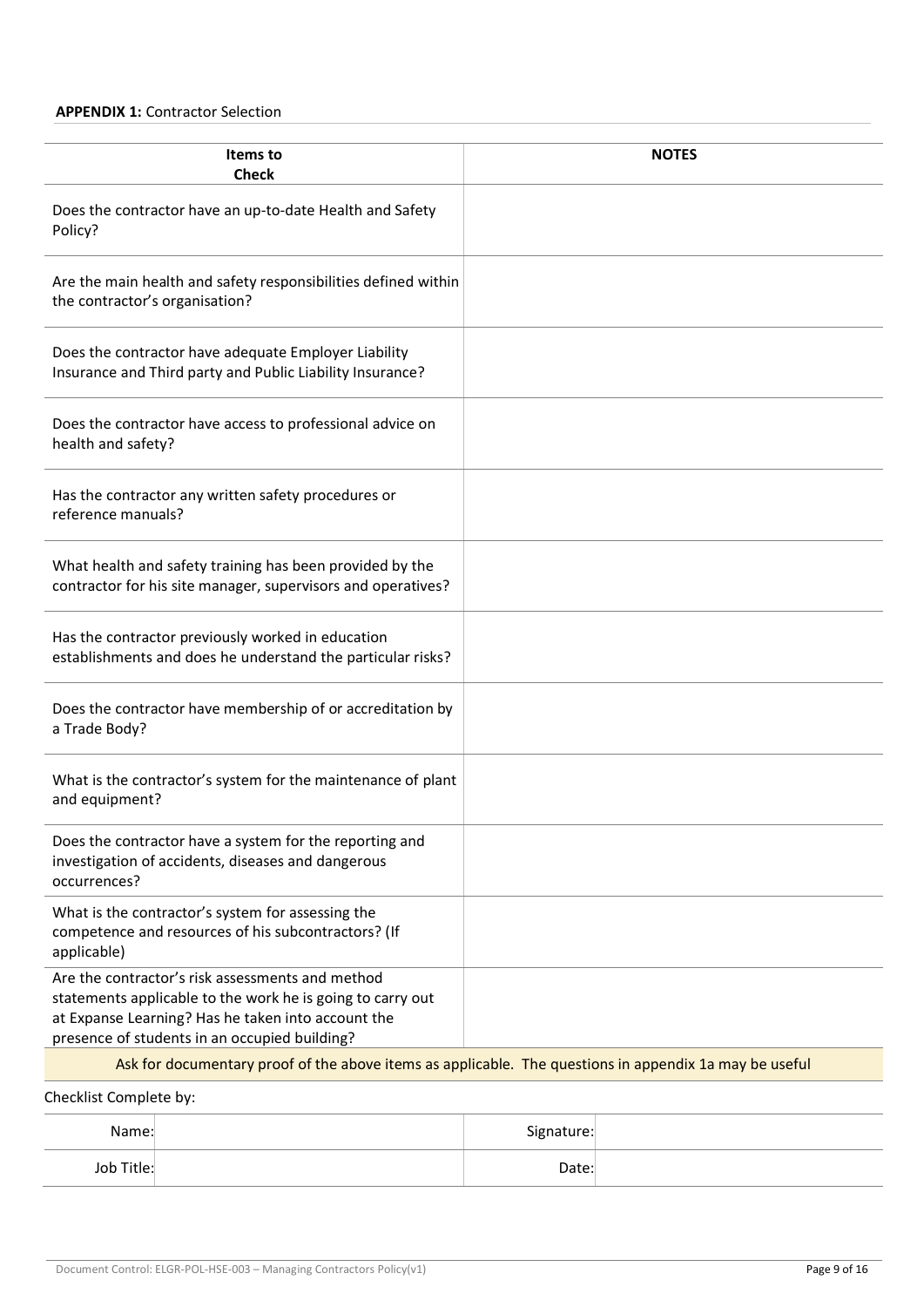**APPENDIX 1:** Contractor Selection

| Items to Check | NOTES |
|---|---|
| Does the contractor have an up-to-date Health and Safety Policy? | |
| Are the main health and safety responsibilities defined within the contractor's organisation? | |
| Does the contractor have adequate Employer Liability Insurance and Third party and Public Liability Insurance? | |
| Does the contractor have access to professional advice on health and safety? | |
| Has the contractor any written safety procedures or reference manuals? | |
| What health and safety training has been provided by the contractor for his site manager, supervisors and operatives? | |
| Has the contractor previously worked in education establishments and does he understand the particular risks? | |
| Does the contractor have membership of or accreditation by a Trade Body? | |
| What is the contractor's system for the maintenance of plant and equipment? | |
| Does the contractor have a system for the reporting and investigation of accidents, diseases and dangerous occurrences? | |
| What is the contractor's system for assessing the competence and resources of his subcontractors? (If applicable) | |
| Are the contractor's risk assessments and method statements applicable to the work he is going to carry out at Expanse Learning? Has he taken into account the presence of students in an occupied building? | |
| Ask for documentary proof of the above items as applicable. The questions in appendix 1a may be useful | |

Checklist Complete by:

| | | | |
|---|---|---|---|
| Name: | | Signature: | |
| Job Title: | | Date: | |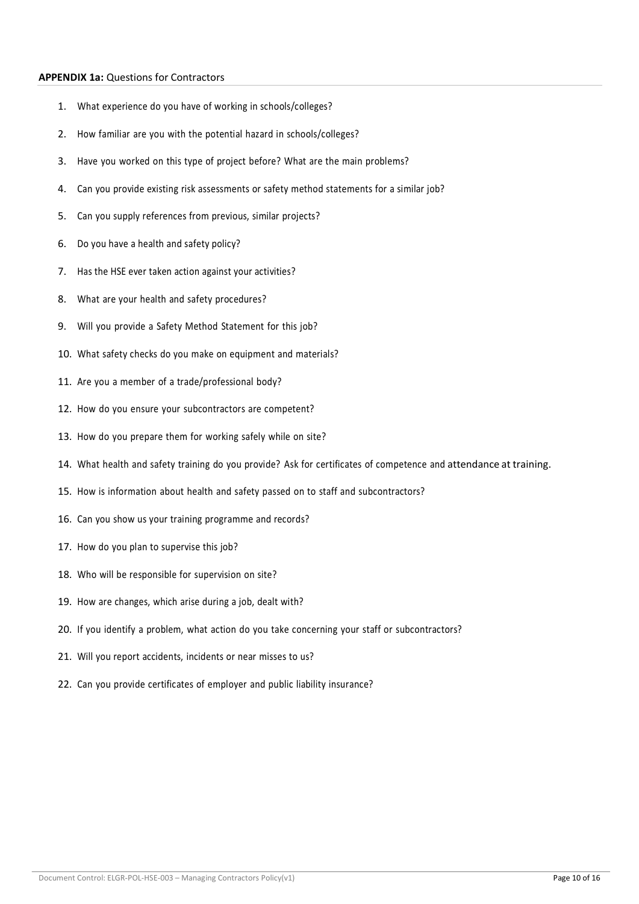**APPENDIX 1a:** Questions for Contractors

1. What experience do you have of working in schools/colleges?
2. How familiar are you with the potential hazard in schools/colleges?
3. Have you worked on this type of project before? What are the main problems?
4. Can you provide existing risk assessments or safety method statements for a similar job?
5. Can you supply references from previous, similar projects?
6. Do you have a health and safety policy?
7. Has the HSE ever taken action against your activities?
8. What are your health and safety procedures?
9. Will you provide a Safety Method Statement for this job?
10. What safety checks do you make on equipment and materials?
11. Are you a member of a trade/professional body?
12. How do you ensure your subcontractors are competent?
13. How do you prepare them for working safely while on site?
14. What health and safety training do you provide? Ask for certificates of competence and attendance at training.
15. How is information about health and safety passed on to staff and subcontractors?
16. Can you show us your training programme and records?
17. How do you plan to supervise this job?
18. Who will be responsible for supervision on site?
19. How are changes, which arise during a job, dealt with?
20. If you identify a problem, what action do you take concerning your staff or subcontractors?
21. Will you report accidents, incidents or near misses to us?
22. Can you provide certificates of employer and public liability insurance?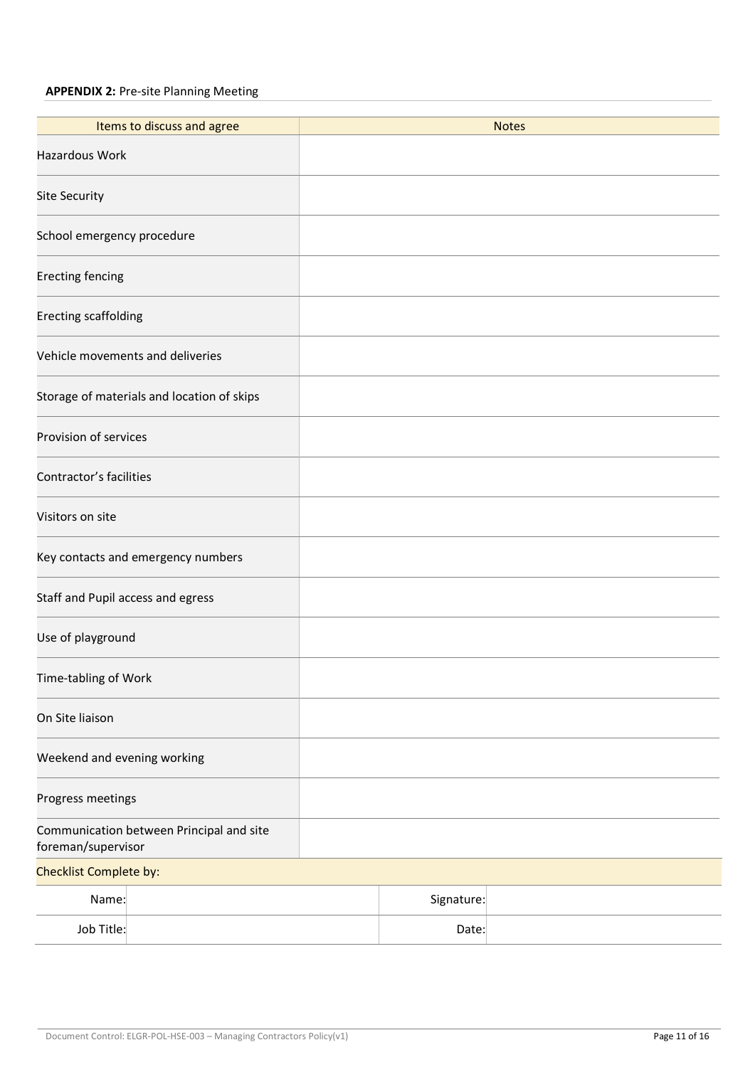**APPENDIX 2:** Pre-site Planning Meeting

| Items to discuss and agree | Notes |
|---|---|
| Hazardous Work | |
| Site Security | |
| School emergency procedure | |
| Erecting fencing | |
| Erecting scaffolding | |
| Vehicle movements and deliveries | |
| Storage of materials and location of skips | |
| Provision of services | |
| Contractor's facilities | |
| Visitors on site | |
| Key contacts and emergency numbers | |
| Staff and Pupil access and egress | |
| Use of playground | |
| Time-tabling of Work | |
| On Site liaison | |
| Weekend and evening working | |
| Progress meetings | |
| Communication between Principal and site foreman/supervisor | |

| Checklist Complete by: | | | |
|---|---|---|---|
| Name: | | Signature: | |
| Job Title: | | Date: | |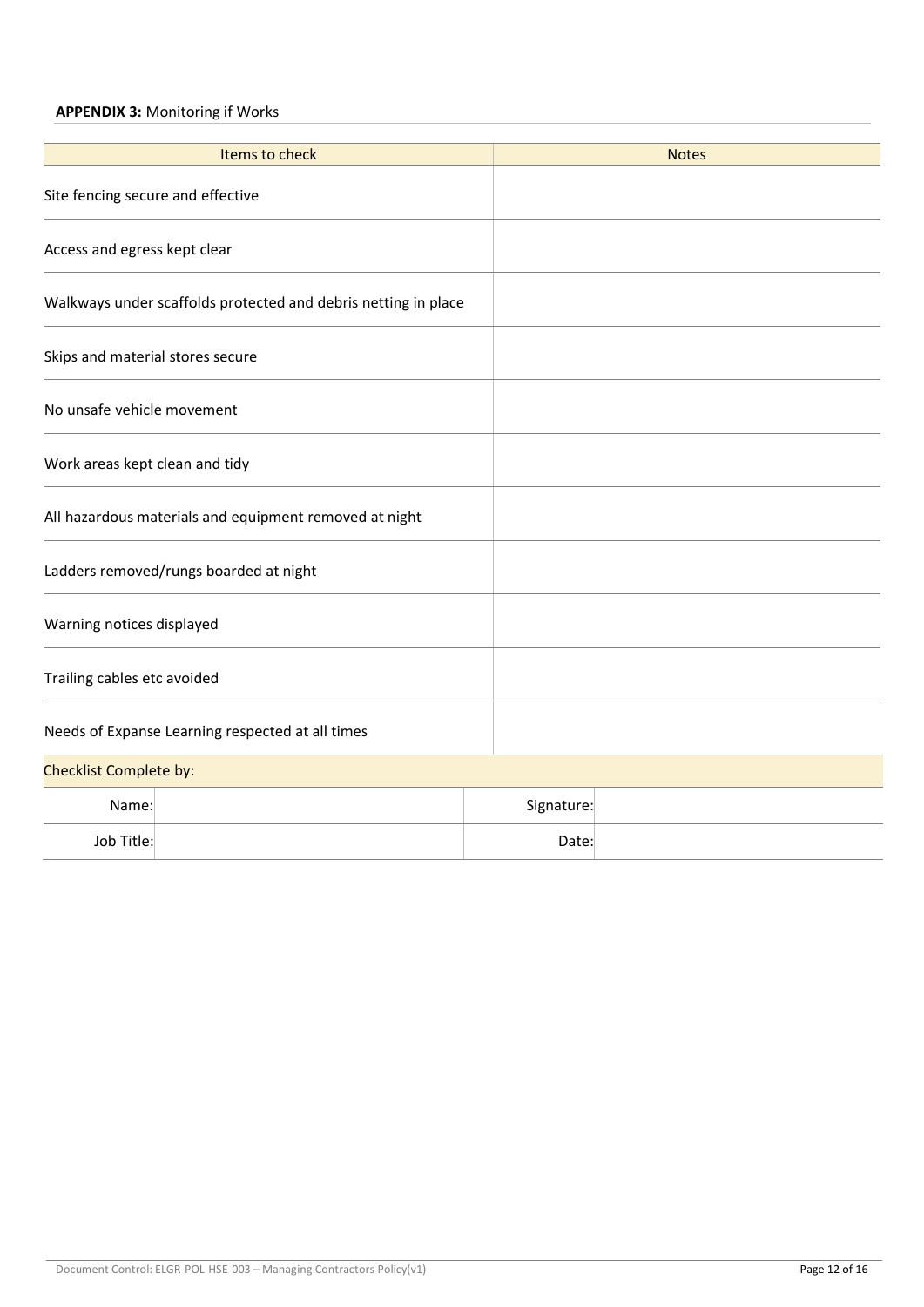**APPENDIX 3:** Monitoring if Works

| Items to check | Notes |
|---|---|
| Site fencing secure and effective | |
| Access and egress kept clear | |
| Walkways under scaffolds protected and debris netting in place | |
| Skips and material stores secure | |
| No unsafe vehicle movement | |
| Work areas kept clean and tidy | |
| All hazardous materials and equipment removed at night | |
| Ladders removed/rungs boarded at night | |
| Warning notices displayed | |
| Trailing cables etc avoided | |
| Needs of Expanse Learning respected at all times | |

| Checklist Complete by: | | | |
|---|---|---|---|
| Name: | | Signature: | |
| Job Title: | | Date: | |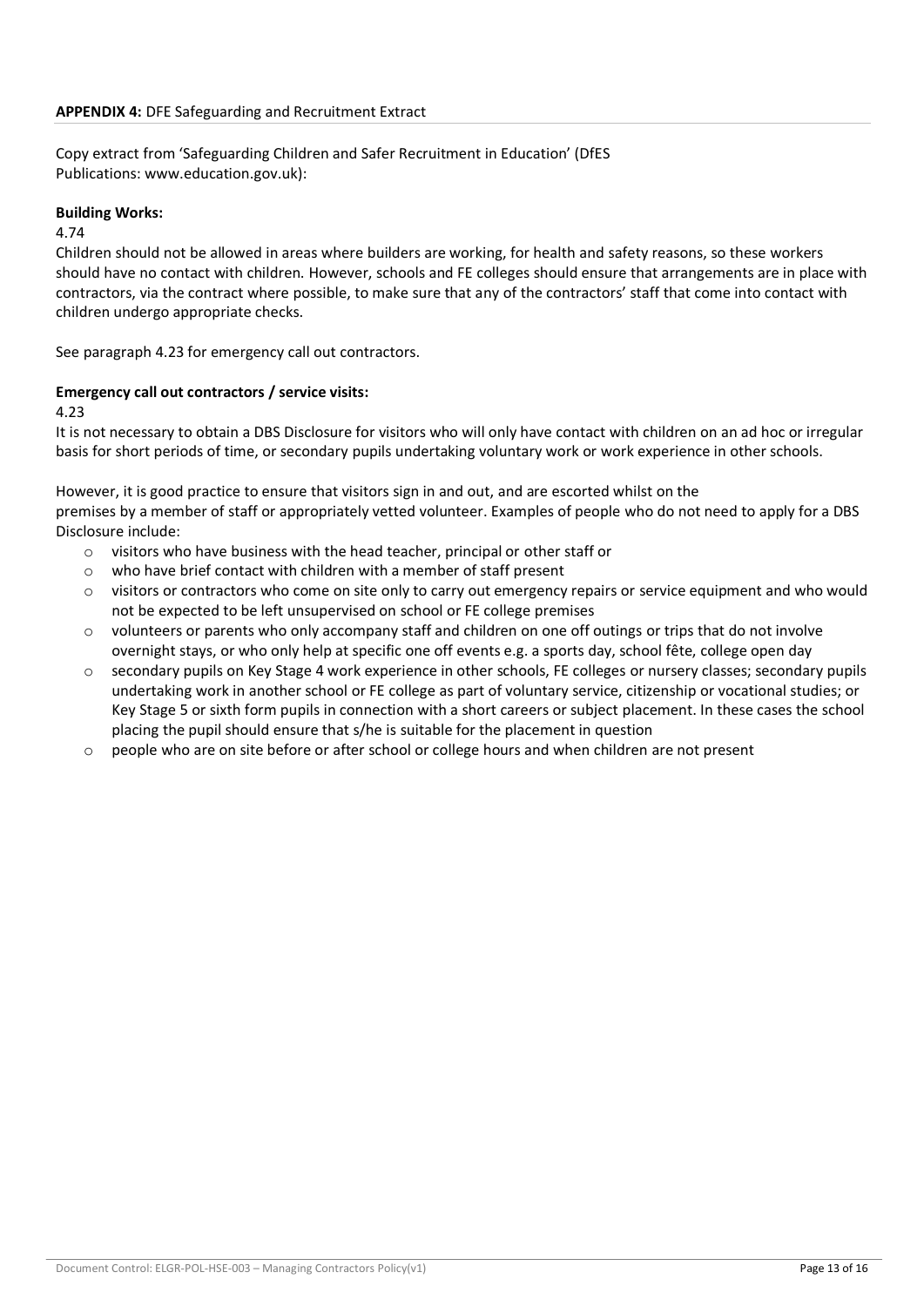**APPENDIX 4:** DFE Safeguarding and Recruitment Extract

Copy extract from 'Safeguarding Children and Safer Recruitment in Education' (DfES Publications: www.education.gov.uk):

**Building Works:**

4.74

Children should not be allowed in areas where builders are working, for health and safety reasons, so these workers should have no contact with children. However, schools and FE colleges should ensure that arrangements are in place with contractors, via the contract where possible, to make sure that any of the contractors' staff that come into contact with children undergo appropriate checks.

See paragraph 4.23 for emergency call out contractors.

**Emergency call out contractors / service visits:**

4.23

It is not necessary to obtain a DBS Disclosure for visitors who will only have contact with children on an ad hoc or irregular basis for short periods of time, or secondary pupils undertaking voluntary work or work experience in other schools.

However, it is good practice to ensure that visitors sign in and out, and are escorted whilst on the premises by a member of staff or appropriately vetted volunteer. Examples of people who do not need to apply for a DBS Disclosure include:

- visitors who have business with the head teacher, principal or other staff or
- who have brief contact with children with a member of staff present
- visitors or contractors who come on site only to carry out emergency repairs or service equipment and who would not be expected to be left unsupervised on school or FE college premises
- volunteers or parents who only accompany staff and children on one off outings or trips that do not involve overnight stays, or who only help at specific one off events e.g. a sports day, school fête, college open day
- secondary pupils on Key Stage 4 work experience in other schools, FE colleges or nursery classes; secondary pupils undertaking work in another school or FE college as part of voluntary service, citizenship or vocational studies; or Key Stage 5 or sixth form pupils in connection with a short careers or subject placement. In these cases the school placing the pupil should ensure that s/he is suitable for the placement in question
- people who are on site before or after school or college hours and when children are not present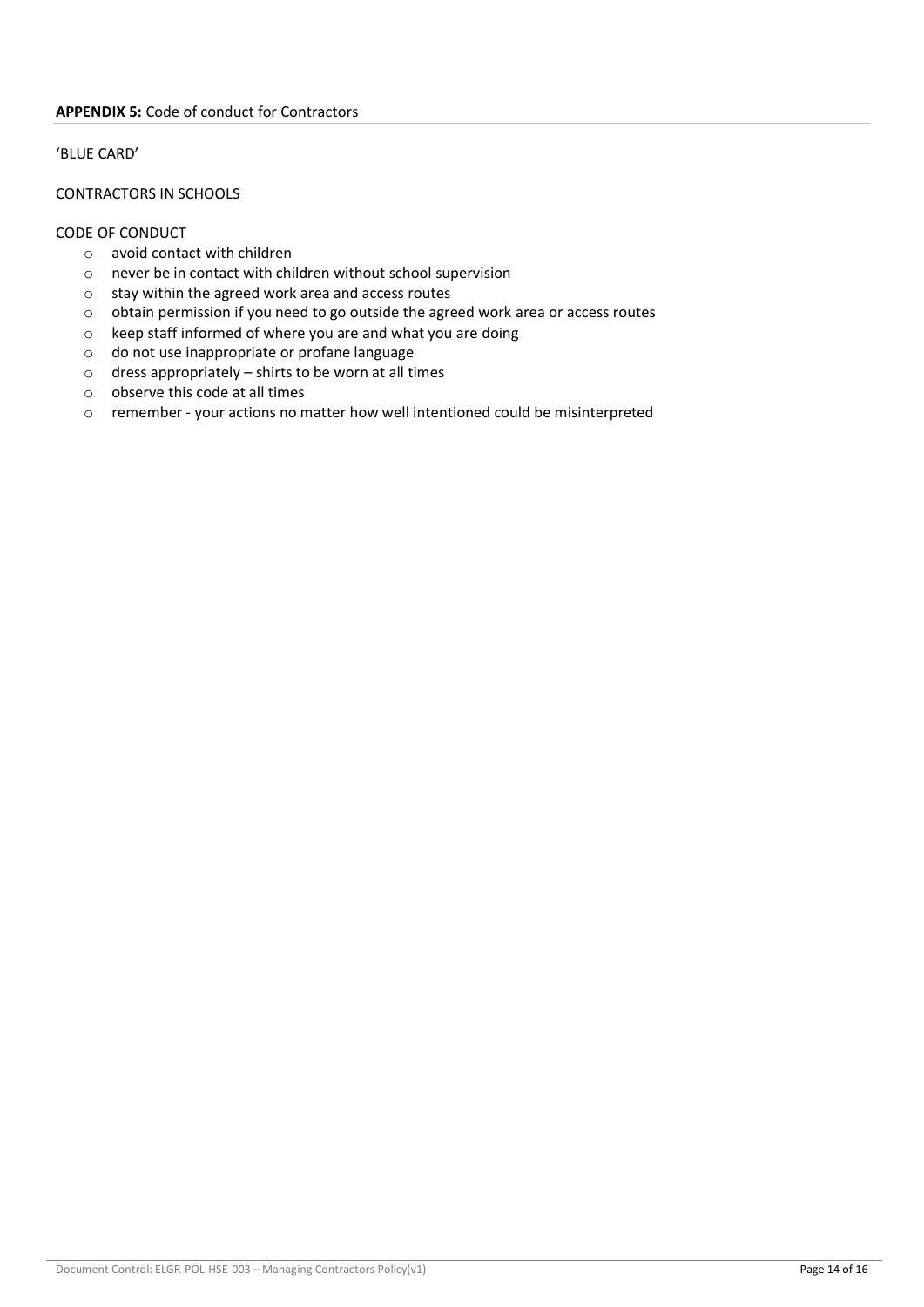**APPENDIX 5:** Code of conduct for Contractors

'BLUE CARD'

CONTRACTORS IN SCHOOLS

CODE OF CONDUCT

- avoid contact with children
- never be in contact with children without school supervision
- stay within the agreed work area and access routes
- obtain permission if you need to go outside the agreed work area or access routes
- keep staff informed of where you are and what you are doing
- do not use inappropriate or profane language
- dress appropriately – shirts to be worn at all times
- observe this code at all times
- remember - your actions no matter how well intentioned could be misinterpreted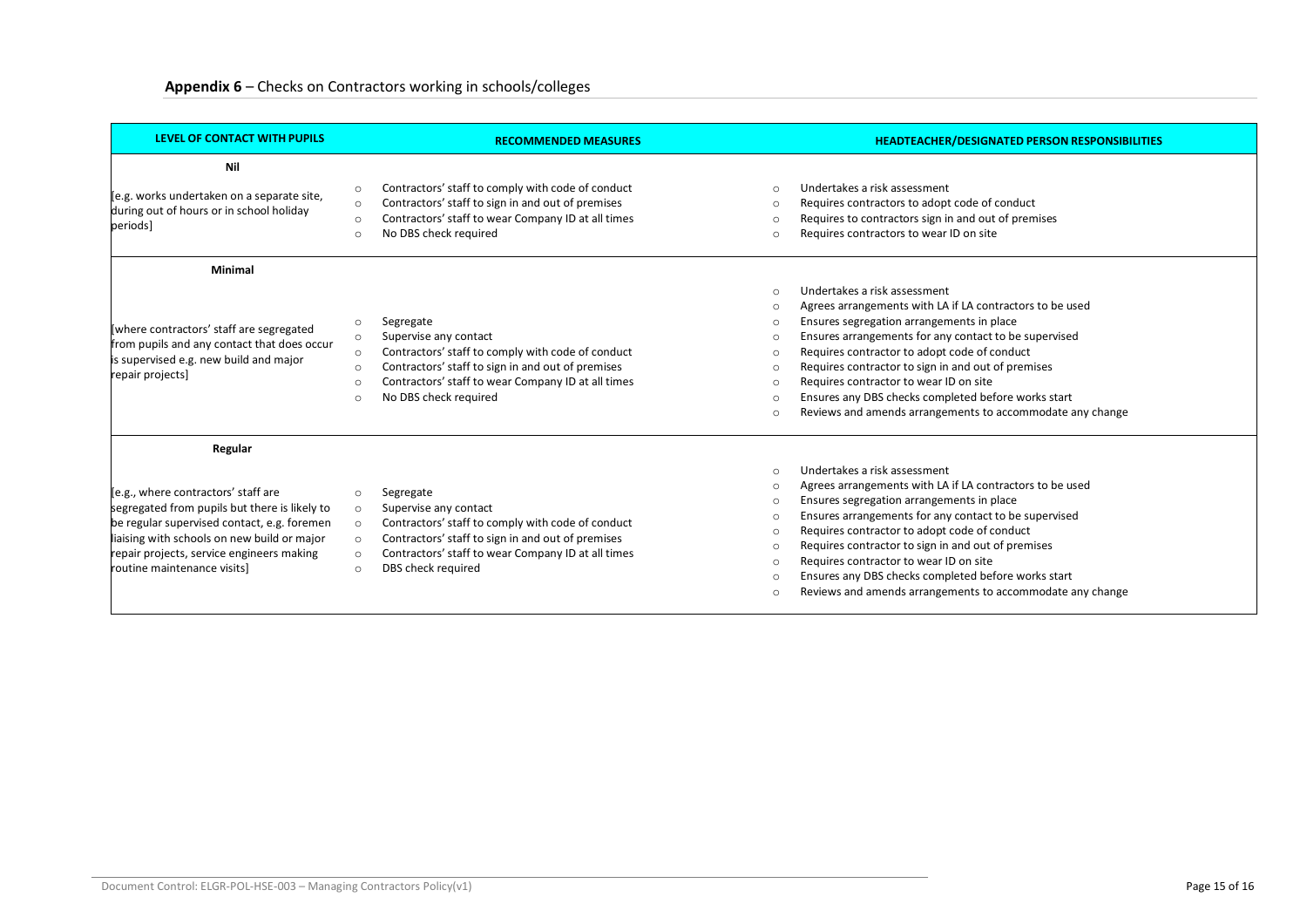## **Appendix 6** – Checks on Contractors working in schools/colleges

| LEVEL OF CONTACT WITH PUPILS | RECOMMENDED MEASURES | HEADTEACHER/DESIGNATED PERSON RESPONSIBILITIES |
|---|---|---|
| **Nil**<br><br>[e.g. works undertaken on a separate site, during out of hours or in school holiday periods] | ○ Contractors' staff to comply with code of conduct<br>○ Contractors' staff to sign in and out of premises<br>○ Contractors' staff to wear Company ID at all times<br>○ No DBS check required | ○ Undertakes a risk assessment<br>○ Requires contractors to adopt code of conduct<br>○ Requires to contractors sign in and out of premises<br>○ Requires contractors to wear ID on site |
| **Minimal**<br><br>[where contractors' staff are segregated from pupils and any contact that does occur is supervised e.g. new build and major repair projects] | ○ Segregate<br>○ Supervise any contact<br>○ Contractors' staff to comply with code of conduct<br>○ Contractors' staff to sign in and out of premises<br>○ Contractors' staff to wear Company ID at all times<br>○ No DBS check required | ○ Undertakes a risk assessment<br>○ Agrees arrangements with LA if LA contractors to be used<br>○ Ensures segregation arrangements in place<br>○ Ensures arrangements for any contact to be supervised<br>○ Requires contractor to adopt code of conduct<br>○ Requires contractor to sign in and out of premises<br>○ Requires contractor to wear ID on site<br>○ Ensures any DBS checks completed before works start<br>○ Reviews and amends arrangements to accommodate any change |
| **Regular**<br><br>[e.g., where contractors' staff are segregated from pupils but there is likely to be regular supervised contact, e.g. foremen liaising with schools on new build or major repair projects, service engineers making routine maintenance visits] | ○ Segregate<br>○ Supervise any contact<br>○ Contractors' staff to comply with code of conduct<br>○ Contractors' staff to sign in and out of premises<br>○ Contractors' staff to wear Company ID at all times<br>○ DBS check required | ○ Undertakes a risk assessment<br>○ Agrees arrangements with LA if LA contractors to be used<br>○ Ensures segregation arrangements in place<br>○ Ensures arrangements for any contact to be supervised<br>○ Requires contractor to adopt code of conduct<br>○ Requires contractor to sign in and out of premises<br>○ Requires contractor to wear ID on site<br>○ Ensures any DBS checks completed before works start<br>○ Reviews and amends arrangements to accommodate any change |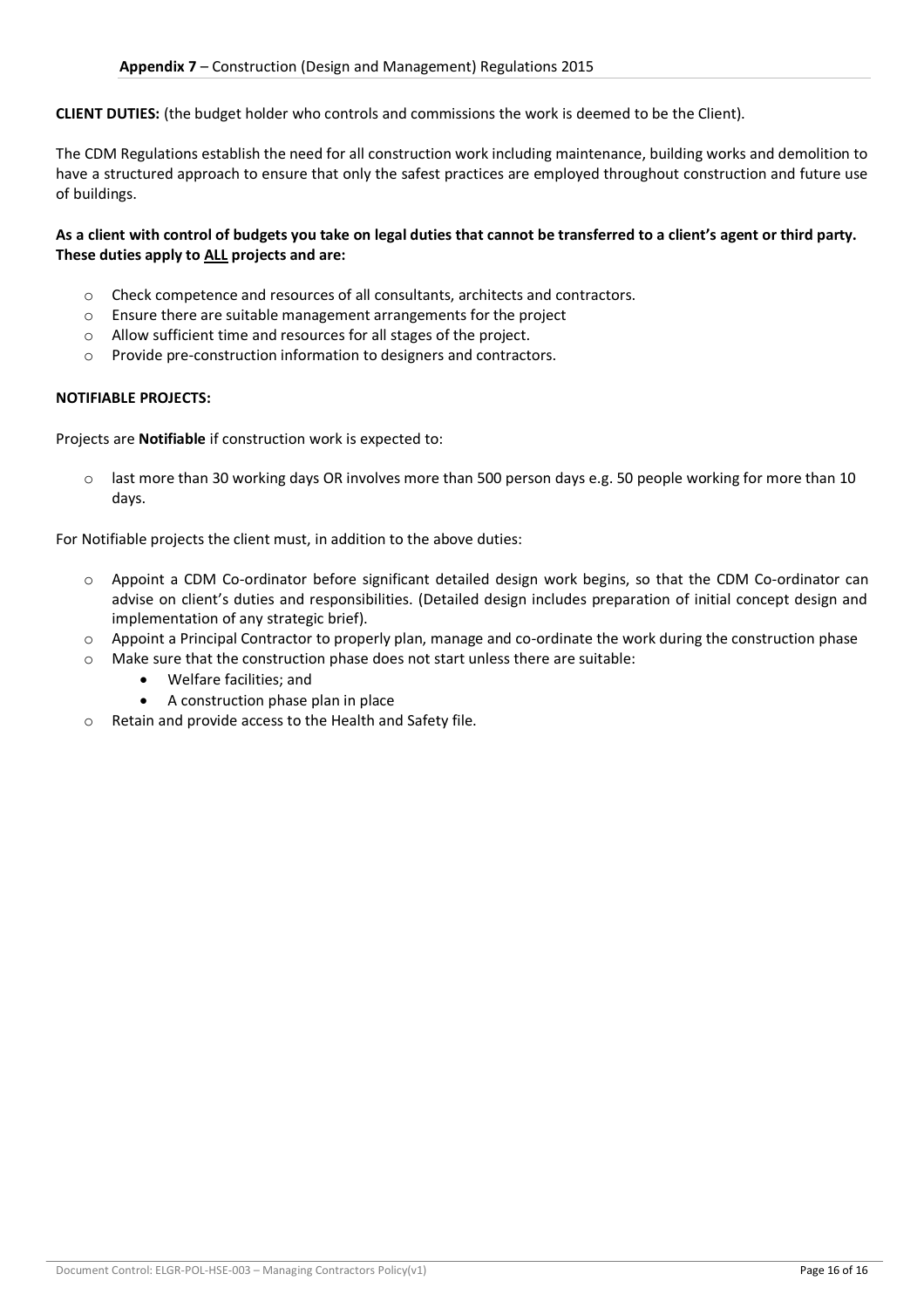## **Appendix 7** – Construction (Design and Management) Regulations 2015

**CLIENT DUTIES:** (the budget holder who controls and commissions the work is deemed to be the Client).

The CDM Regulations establish the need for all construction work including maintenance, building works and demolition to have a structured approach to ensure that only the safest practices are employed throughout construction and future use of buildings.

**As a client with control of budgets you take on legal duties that cannot be transferred to a client's agent or third party. These duties apply to <u>ALL</u> projects and are:**

- Check competence and resources of all consultants, architects and contractors.
- Ensure there are suitable management arrangements for the project
- Allow sufficient time and resources for all stages of the project.
- Provide pre-construction information to designers and contractors.

**NOTIFIABLE PROJECTS:**

Projects are **Notifiable** if construction work is expected to:

- last more than 30 working days OR involves more than 500 person days e.g. 50 people working for more than 10 days.

For Notifiable projects the client must, in addition to the above duties:

- Appoint a CDM Co-ordinator before significant detailed design work begins, so that the CDM Co-ordinator can advise on client's duties and responsibilities. (Detailed design includes preparation of initial concept design and implementation of any strategic brief).
- Appoint a Principal Contractor to properly plan, manage and co-ordinate the work during the construction phase
- Make sure that the construction phase does not start unless there are suitable:
    - Welfare facilities; and
    - A construction phase plan in place
- Retain and provide access to the Health and Safety file.